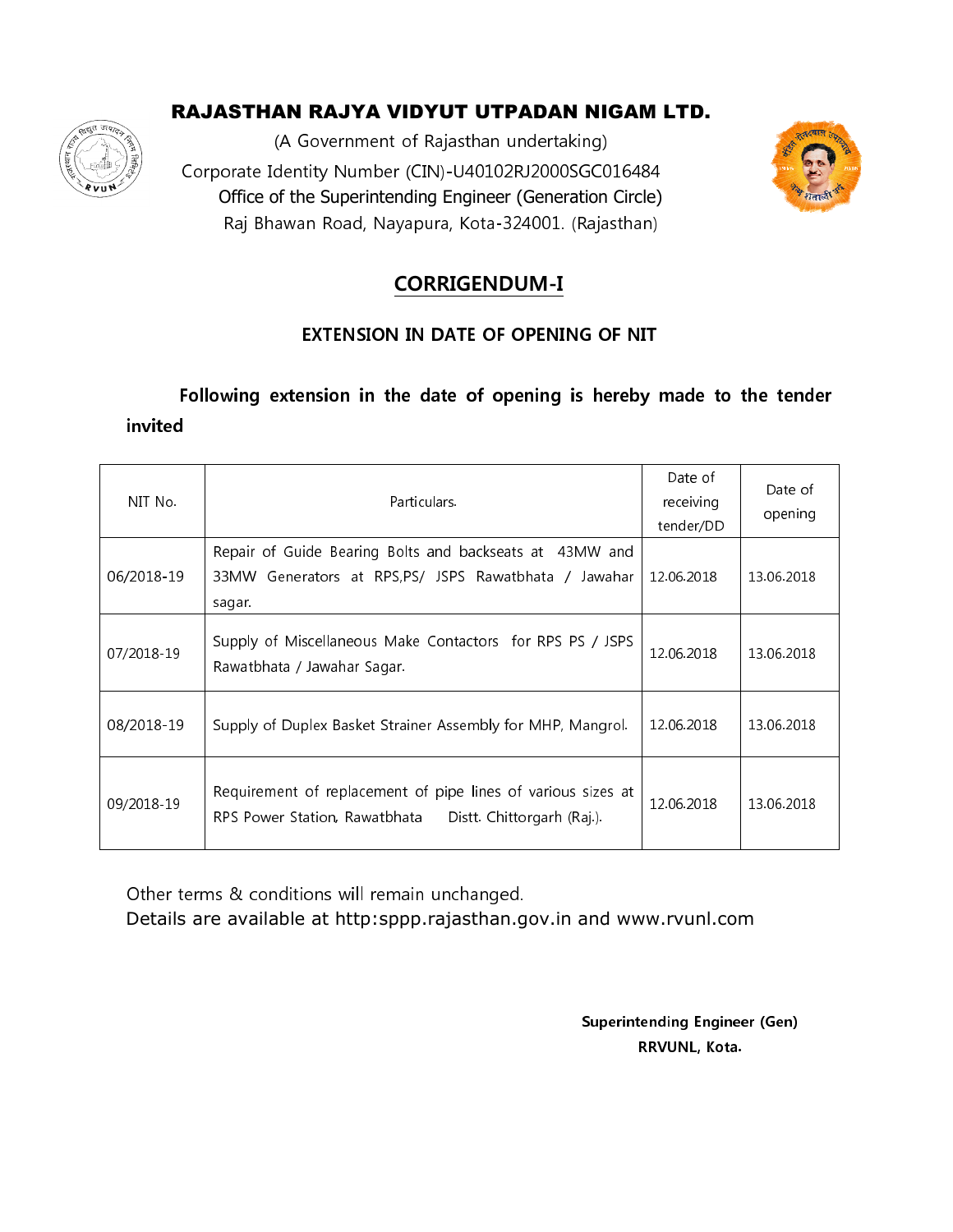# RAJASTHAN RAJYA VIDYUT UTPADAN NIGAM LTD.

(A Government of Rajasthan undertaking)

Corporate Identity Number (CIN)-U40102RJ2000SGC016484

Office of the Superintending Engineer (Generation Circle)

Raj Bhawan Road, Nayapura, Kota-324001. (Rajasthan)

## CORRIGENDUM-I

### EXTENSION IN DATE OF OPENING OF NIT

**Following extension in the date of opening is hereby made to the tender invited**

| NIT No. | Particulars. | Date of receiving tender/DD | Date of opening |
|---|---|---|---|
| 06/2018-19 | Repair of Guide Bearing Bolts and backseats at 43MW and 33MW Generators at RPS,PS/ JSPS Rawatbhata / Jawahar sagar. | 12.06.2018 | 13.06.2018 |
| 07/2018-19 | Supply of Miscellaneous Make Contactors for RPS PS / JSPS Rawatbhata / Jawahar Sagar. | 12.06.2018 | 13.06.2018 |
| 08/2018-19 | Supply of Duplex Basket Strainer Assembly for MHP, Mangrol. | 12.06.2018 | 13.06.2018 |
| 09/2018-19 | Requirement of replacement of pipe lines of various sizes at RPS Power Station, Rawatbhata Distt. Chittorgarh (Raj.). | 12.06.2018 | 13.06.2018 |

Other terms & conditions will remain unchanged.

Details are available at http:sppp.rajasthan.gov.in and www.rvunl.com

**Superintending Engineer (Gen)**

**RRVUNL, Kota.**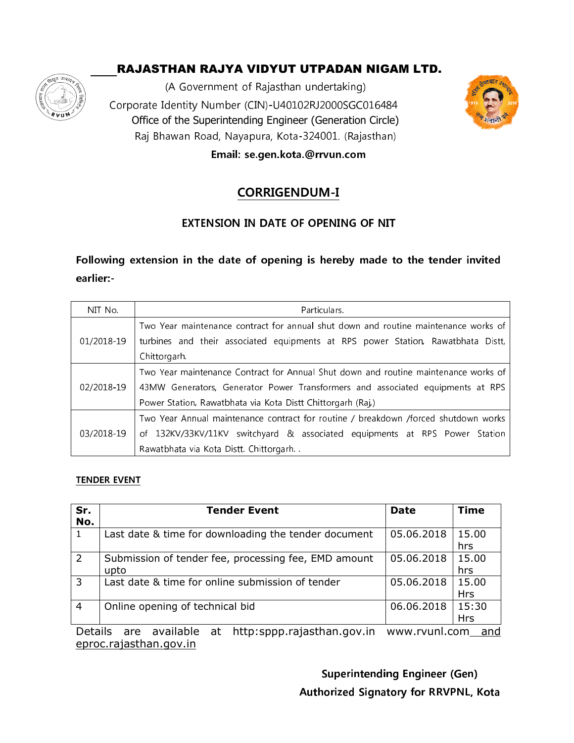# RAJASTHAN RAJYA VIDYUT UTPADAN NIGAM LTD.

(A Government of Rajasthan undertaking)

Corporate Identity Number (CIN)-U40102RJ2000SGC016484

Office of the Superintending Engineer (Generation Circle)

Raj Bhawan Road, Nayapura, Kota-324001. (Rajasthan)

**Email: se.gen.kota.@rrvun.com**

## CORRIGENDUM-I

### EXTENSION IN DATE OF OPENING OF NIT

**Following extension in the date of opening is hereby made to the tender invited earlier:-**

| NIT No. | Particulars. |
|---|---|
| 01/2018-19 | Two Year maintenance contract for annual shut down and routine maintenance works of turbines and their associated equipments at RPS power Station, Rawatbhata Distt, Chittorgarh. |
| 02/2018-19 | Two Year maintenance Contract for Annual Shut down and routine maintenance works of 43MW Generators, Generator Power Transformers and associated equipments at RPS Power Station, Rawatbhata via Kota Distt Chittorgarh (Raj.) |
| 03/2018-19 | Two Year Annual maintenance contract for routine / breakdown /forced shutdown works of 132KV/33KV/11KV switchyard & associated equipments at RPS Power Station Rawatbhata via Kota Distt. Chittorgarh. . |

**TENDER EVENT**

| Sr. No. | Tender Event | Date | Time |
|---|---|---|---|
| 1 | Last date & time for downloading the tender document | 05.06.2018 | 15.00 hrs |
| 2 | Submission of tender fee, processing fee, EMD amount upto | 05.06.2018 | 15.00 hrs |
| 3 | Last date & time for online submission of tender | 05.06.2018 | 15.00 Hrs |
| 4 | Online opening of technical bid | 06.06.2018 | 15:30 Hrs |

Details are available at http:sppp.rajasthan.gov.in www.rvunl.com and eproc.rajasthan.gov.in

**Superintending Engineer (Gen)**

**Authorized Signatory for RRVPNL, Kota**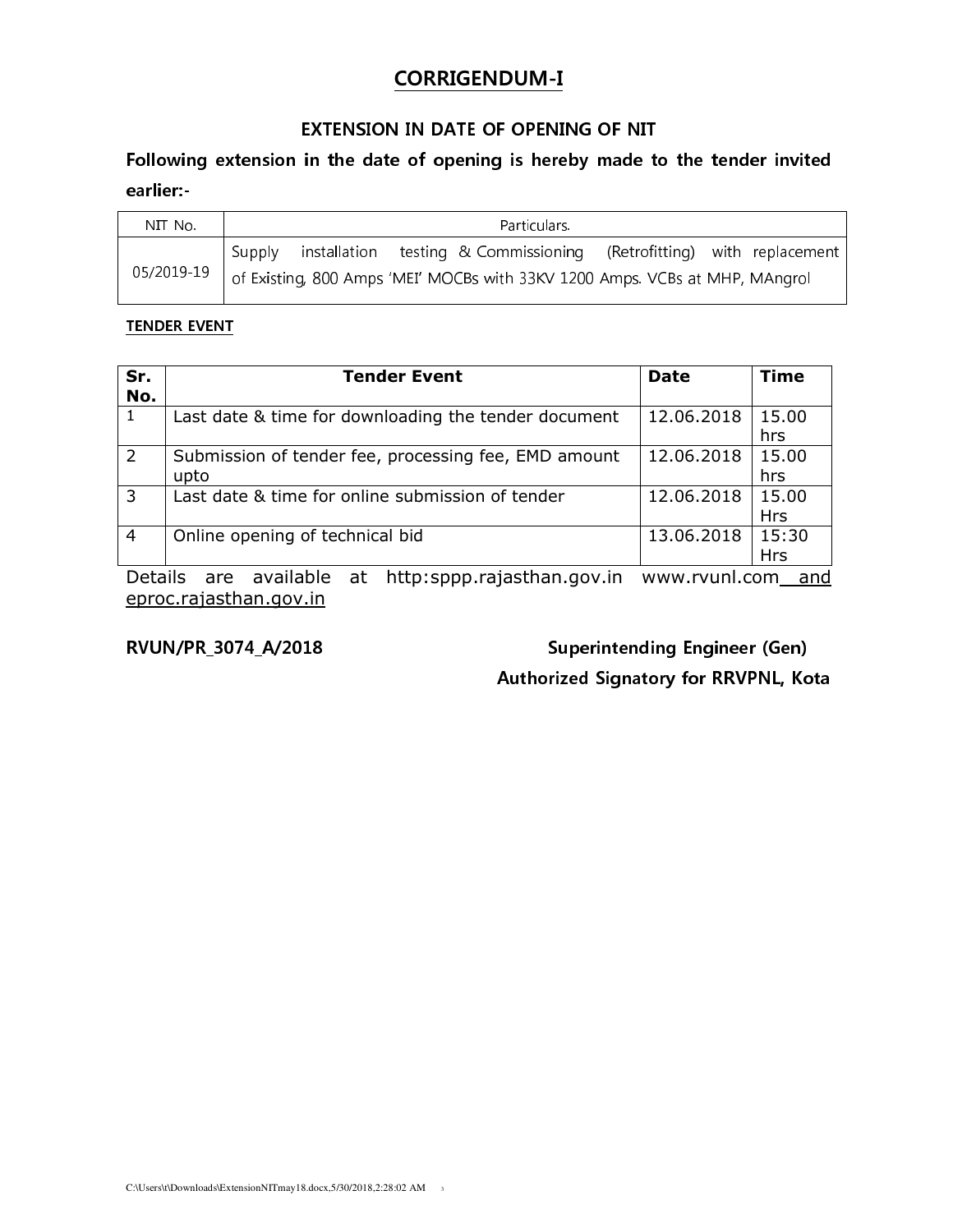# CORRIGENDUM-I

## EXTENSION IN DATE OF OPENING OF NIT

**Following extension in the date of opening is hereby made to the tender invited earlier:-**

| NIT No. | Particulars. |
|---|---|
| 05/2019-19 | Supply installation testing & Commissioning (Retrofitting) with replacement of Existing, 800 Amps 'MEI' MOCBs with 33KV 1200 Amps. VCBs at MHP, MAngrol |

**TENDER EVENT**

| Sr. No. | Tender Event | Date | Time |
|---|---|---|---|
| 1 | Last date & time for downloading the tender document | 12.06.2018 | 15.00 hrs |
| 2 | Submission of tender fee, processing fee, EMD amount upto | 12.06.2018 | 15.00 hrs |
| 3 | Last date & time for online submission of tender | 12.06.2018 | 15.00 Hrs |
| 4 | Online opening of technical bid | 13.06.2018 | 15:30 Hrs |

Details are available at http:sppp.rajasthan.gov.in www.rvunl.com and eproc.rajasthan.gov.in

**RVUN/PR_3074_A/2018**

**Superintending Engineer (Gen)**
**Authorized Signatory for RRVPNL, Kota**

C:\Users\t\Downloads\ExtensionNITmay18.docx,5/30/2018,2:28:02 AM